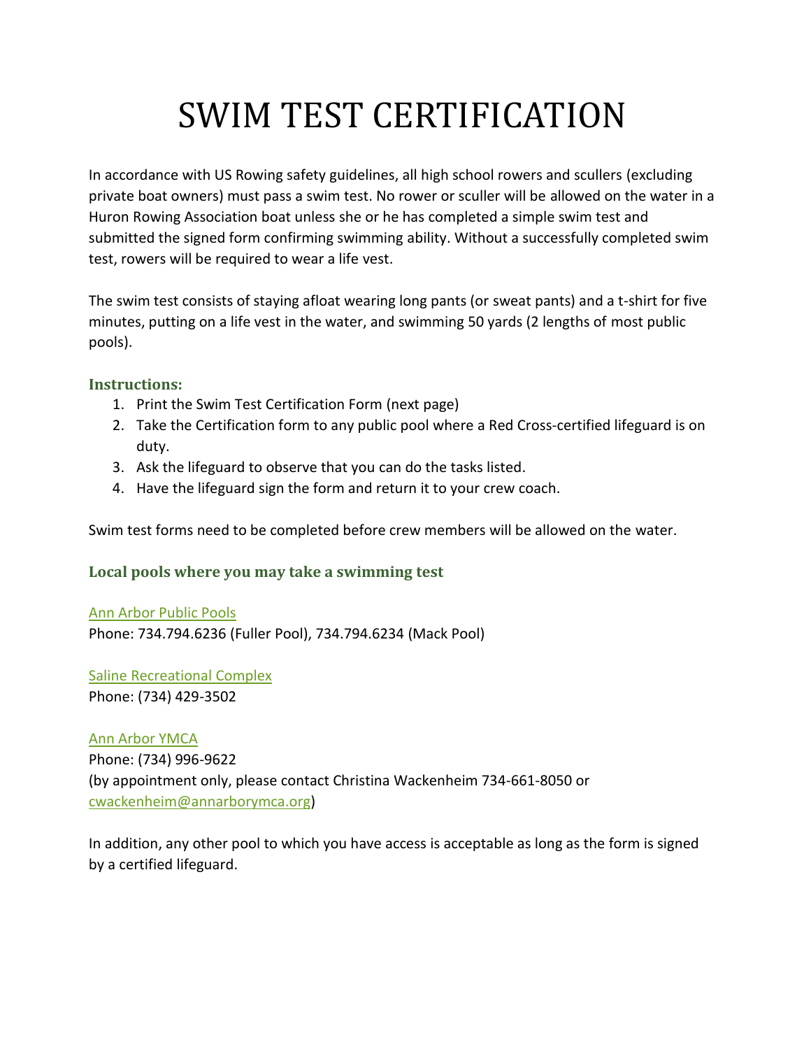# SWIM TEST CERTIFICATION

In accordance with US Rowing safety guidelines, all high school rowers and scullers (excluding private boat owners) must pass a swim test. No rower or sculler will be allowed on the water in a Huron Rowing Association boat unless she or he has completed a simple swim test and submitted the signed form confirming swimming ability. Without a successfully completed swim test, rowers will be required to wear a life vest.

The swim test consists of staying afloat wearing long pants (or sweat pants) and a t-shirt for five minutes, putting on a life vest in the water, and swimming 50 yards (2 lengths of most public pools).

### Instructions:

1. Print the Swim Test Certification Form (next page)
2. Take the Certification form to any public pool where a Red Cross-certified lifeguard is on duty.
3. Ask the lifeguard to observe that you can do the tasks listed.
4. Have the lifeguard sign the form and return it to your crew coach.

Swim test forms need to be completed before crew members will be allowed on the water.

### Local pools where you may take a swimming test

Ann Arbor Public Pools
Phone: 734.794.6236 (Fuller Pool), 734.794.6234 (Mack Pool)

Saline Recreational Complex
Phone: (734) 429-3502

Ann Arbor YMCA
Phone: (734) 996-9622
(by appointment only, please contact Christina Wackenheim 734-661-8050 or cwackenheim@annarborymca.org)

In addition, any other pool to which you have access is acceptable as long as the form is signed by a certified lifeguard.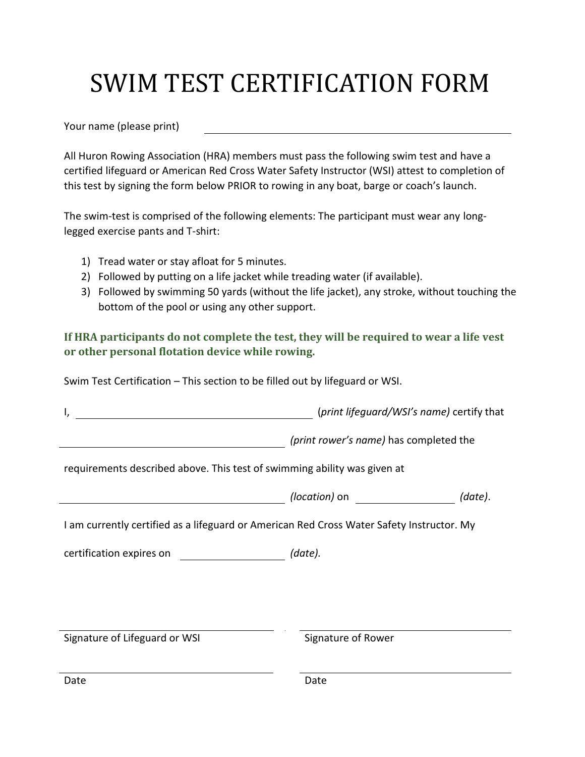# SWIM TEST CERTIFICATION FORM

Your name (please print) ______________________________

All Huron Rowing Association (HRA) members must pass the following swim test and have a certified lifeguard or American Red Cross Water Safety Instructor (WSI) attest to completion of this test by signing the form below PRIOR to rowing in any boat, barge or coach's launch.

The swim-test is comprised of the following elements: The participant must wear any long-legged exercise pants and T-shirt:

1) Tread water or stay afloat for 5 minutes.
2) Followed by putting on a life jacket while treading water (if available).
3) Followed by swimming 50 yards (without the life jacket), any stroke, without touching the bottom of the pool or using any other support.

**If HRA participants do not complete the test, they will be required to wear a life vest or other personal flotation device while rowing.**

Swim Test Certification – This section to be filled out by lifeguard or WSI.

I, ______________________________ (*print lifeguard/WSI's name)* certify that

______________________________ *(print rower's name)* has completed the

requirements described above. This test of swimming ability was given at

______________________________ *(location)* on ______________ *(date)*.

I am currently certified as a lifeguard or American Red Cross Water Safety Instructor. My

certification expires on ______________ *(date).*

______________________________
Signature of Lifeguard or WSI

______________________________
Signature of Rower

______________________________
Date

______________________________
Date